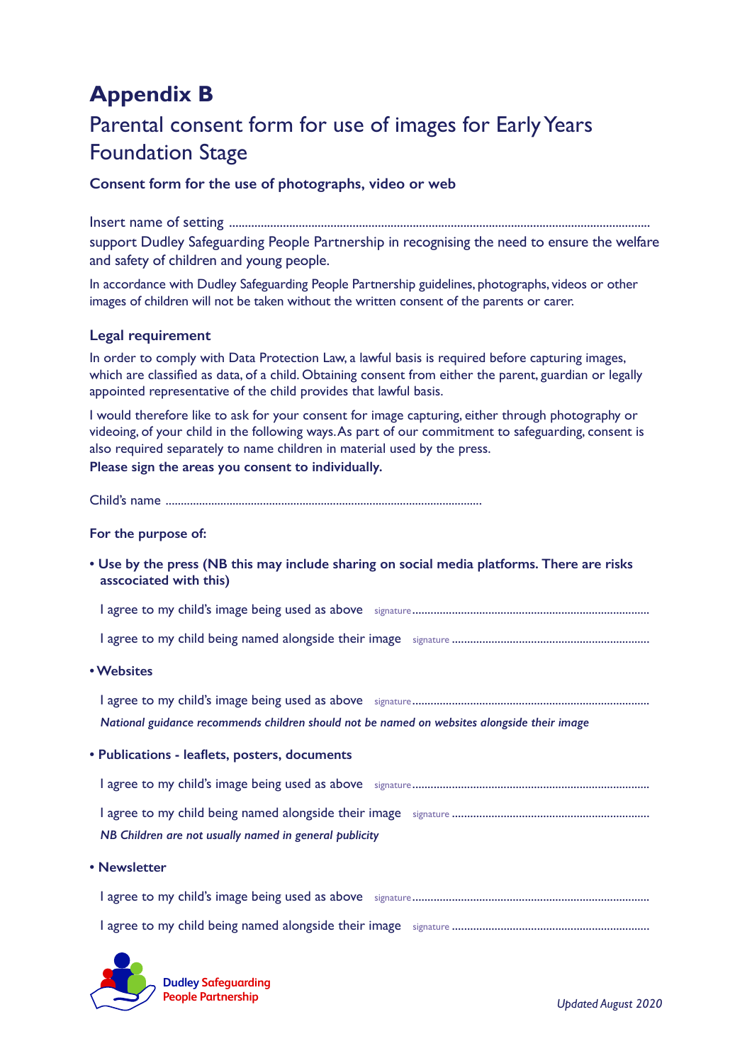# Appendix B

## Parental consent form for use of images for Early Years Foundation Stage

### Consent form for the use of photographs, video or web

Insert name of setting .....................................................................................................................................
support Dudley Safeguarding People Partnership in recognising the need to ensure the welfare and safety of children and young people.

In accordance with Dudley Safeguarding People Partnership guidelines, photographs, videos or other images of children will not be taken without the written consent of the parents or carer.

### Legal requirement

In order to comply with Data Protection Law, a lawful basis is required before capturing images, which are classified as data, of a child. Obtaining consent from either the parent, guardian or legally appointed representative of the child provides that lawful basis.

I would therefore like to ask for your consent for image capturing, either through photography or videoing, of your child in the following ways. As part of our commitment to safeguarding, consent is also required separately to name children in material used by the press.
**Please sign the areas you consent to individually.**

Child's name .......................................................................................................

**For the purpose of:**

- **Use by the press (NB this may include sharing on social media platforms. There are risks asscociated with this)**

  I agree to my child's image being used as above signature.............................................................................

  I agree to my child being named alongside their image signature .................................................................

- **Websites**

  I agree to my child's image being used as above signature.............................................................................

  *National guidance recommends children should not be named on websites alongside their image*

- **Publications - leaflets, posters, documents**

  I agree to my child's image being used as above signature.............................................................................

  I agree to my child being named alongside their image signature .................................................................

  *NB Children are not usually named in general publicity*

- **Newsletter**

  I agree to my child's image being used as above signature.............................................................................

  I agree to my child being named alongside their image signature .................................................................

Dudley Safeguarding People Partnership

*Updated August 2020*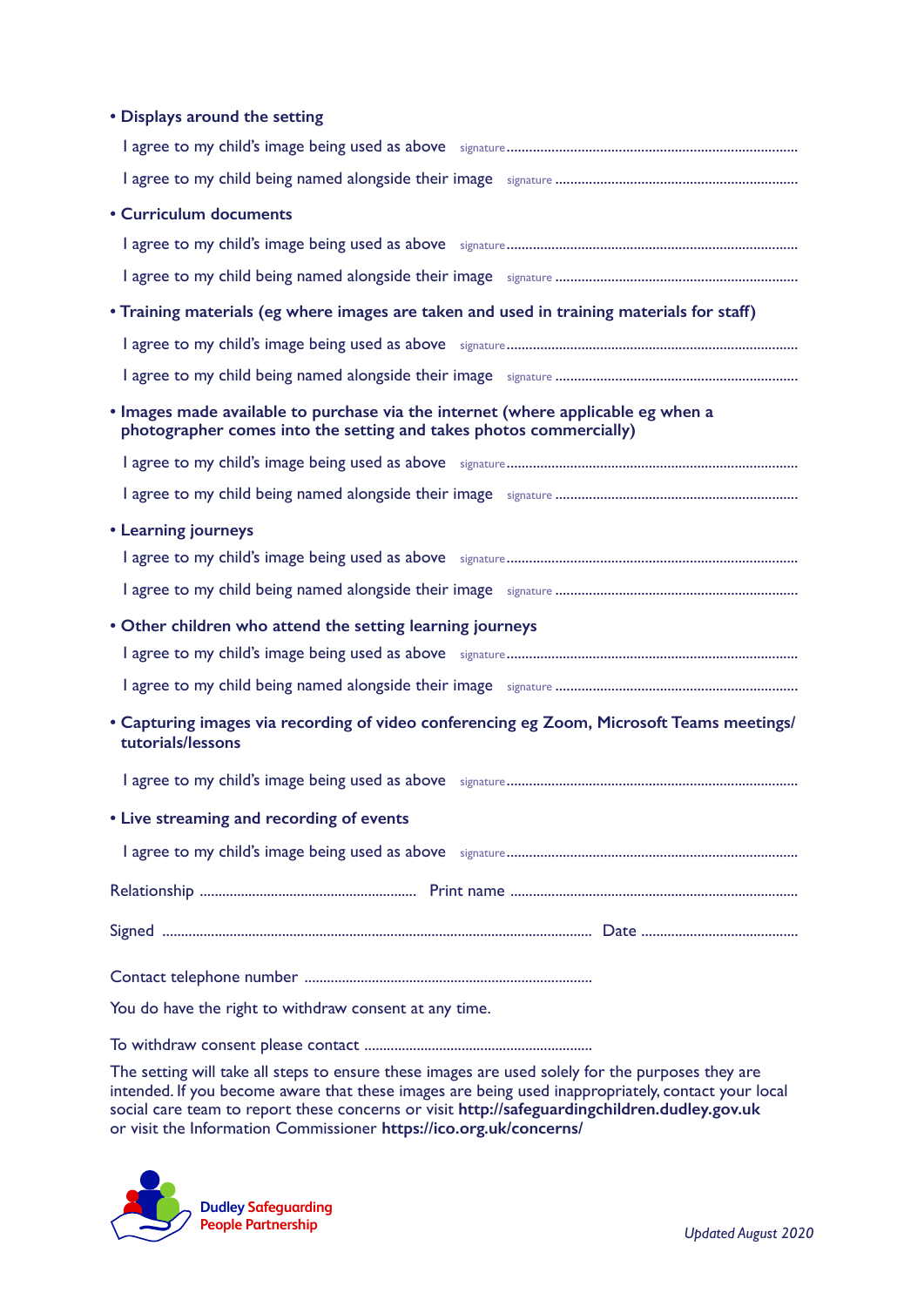- **Displays around the setting**

  I agree to my child's image being used as above signature ..............................................................................

  I agree to my child being named alongside their image signature ..................................................................

- **Curriculum documents**

  I agree to my child's image being used as above signature ..............................................................................

  I agree to my child being named alongside their image signature ..................................................................

- **Training materials (eg where images are taken and used in training materials for staff)**

  I agree to my child's image being used as above signature ..............................................................................

  I agree to my child being named alongside their image signature ..................................................................

- **Images made available to purchase via the internet (where applicable eg when a photographer comes into the setting and takes photos commercially)**

  I agree to my child's image being used as above signature ..............................................................................

  I agree to my child being named alongside their image signature ..................................................................

- **Learning journeys**

  I agree to my child's image being used as above signature ..............................................................................

  I agree to my child being named alongside their image signature ..................................................................

- **Other children who attend the setting learning journeys**

  I agree to my child's image being used as above signature ..............................................................................

  I agree to my child being named alongside their image signature ..................................................................

- **Capturing images via recording of video conferencing eg Zoom, Microsoft Teams meetings/ tutorials/lessons**

  I agree to my child's image being used as above signature ..............................................................................

- **Live streaming and recording of events**

  I agree to my child's image being used as above signature ..............................................................................

Relationship .......................................................... Print name ..............................................................................

Signed .................................................................................................................. Date ..........................................

Contact telephone number .............................................................................

You do have the right to withdraw consent at any time.

To withdraw consent please contact .............................................................

The setting will take all steps to ensure these images are used solely for the purposes they are intended. If you become aware that these images are being used inappropriately, contact your local social care team to report these concerns or visit **http://safeguardingchildren.dudley.gov.uk** or visit the Information Commissioner **https://ico.org.uk/concerns/**

Dudley Safeguarding People Partnership

*Updated August 2020*